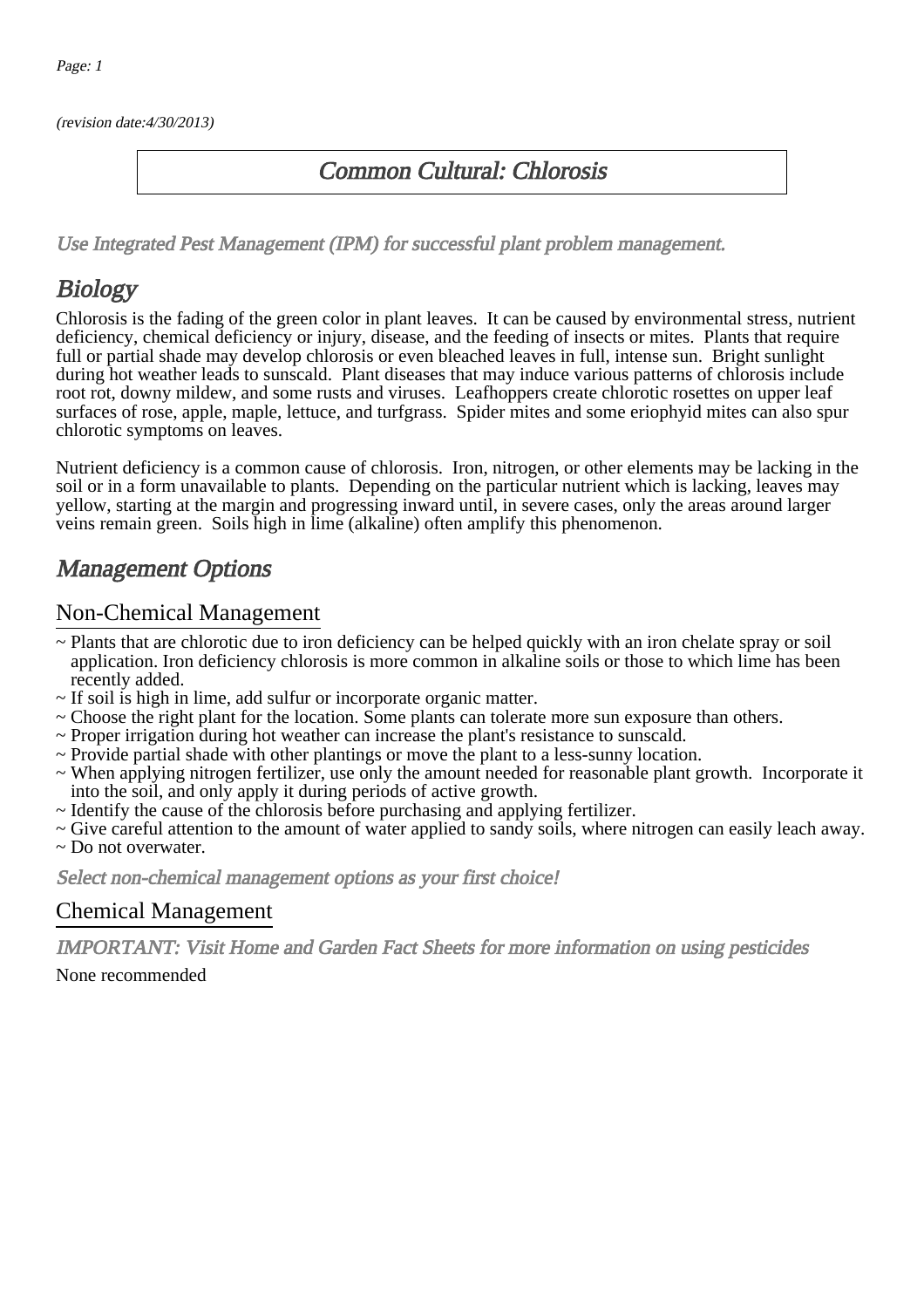*(revision date:4/30/2013)*

# Common Cultural: Chlorosis

*Use Integrated Pest Management (IPM) for successful plant problem management.*

## Biology

Chlorosis is the fading of the green color in plant leaves. It can be caused by environmental stress, nutrient deficiency, chemical deficiency or injury, disease, and the feeding of insects or mites. Plants that require full or partial shade may develop chlorosis or even bleached leaves in full, intense sun. Bright sunlight during hot weather leads to sunscald. Plant diseases that may induce various patterns of chlorosis include root rot, downy mildew, and some rusts and viruses. Leafhoppers create chlorotic rosettes on upper leaf surfaces of rose, apple, maple, lettuce, and turfgrass. Spider mites and some eriophyid mites can also spur chlorotic symptoms on leaves.

Nutrient deficiency is a common cause of chlorosis. Iron, nitrogen, or other elements may be lacking in the soil or in a form unavailable to plants. Depending on the particular nutrient which is lacking, leaves may yellow, starting at the margin and progressing inward until, in severe cases, only the areas around larger veins remain green. Soils high in lime (alkaline) often amplify this phenomenon.

## Management Options

### Non-Chemical Management

- ~ Plants that are chlorotic due to iron deficiency can be helped quickly with an iron chelate spray or soil application. Iron deficiency chlorosis is more common in alkaline soils or those to which lime has been recently added.
- ~ If soil is high in lime, add sulfur or incorporate organic matter.
- ~ Choose the right plant for the location. Some plants can tolerate more sun exposure than others.
- ~ Proper irrigation during hot weather can increase the plant's resistance to sunscald.
- ~ Provide partial shade with other plantings or move the plant to a less-sunny location.
- ~ When applying nitrogen fertilizer, use only the amount needed for reasonable plant growth. Incorporate it into the soil, and only apply it during periods of active growth.
- ~ Identify the cause of the chlorosis before purchasing and applying fertilizer.
- ~ Give careful attention to the amount of water applied to sandy soils, where nitrogen can easily leach away.
- ~ Do not overwater.

*Select non-chemical management options as your first choice!*

### Chemical Management

*IMPORTANT: Visit Home and Garden Fact Sheets for more information on using pesticides*

None recommended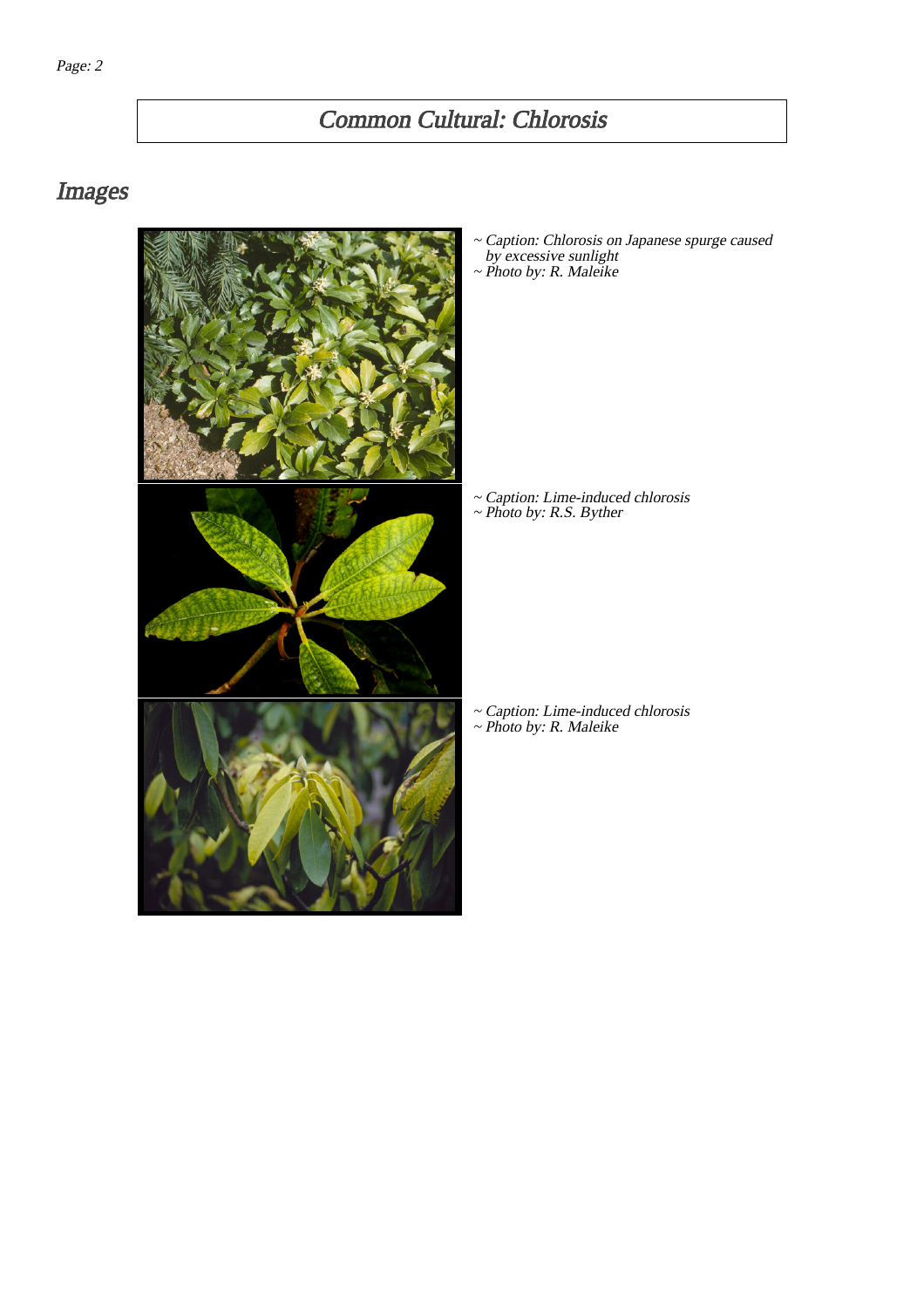# Common Cultural: Chlorosis

## Images

~ Caption: Chlorosis on Japanese spurge caused by excessive sunlight
~ Photo by: R. Maleike

~ Caption: Lime-induced chlorosis
~ Photo by: R.S. Byther

~ Caption: Lime-induced chlorosis
~ Photo by: R. Maleike